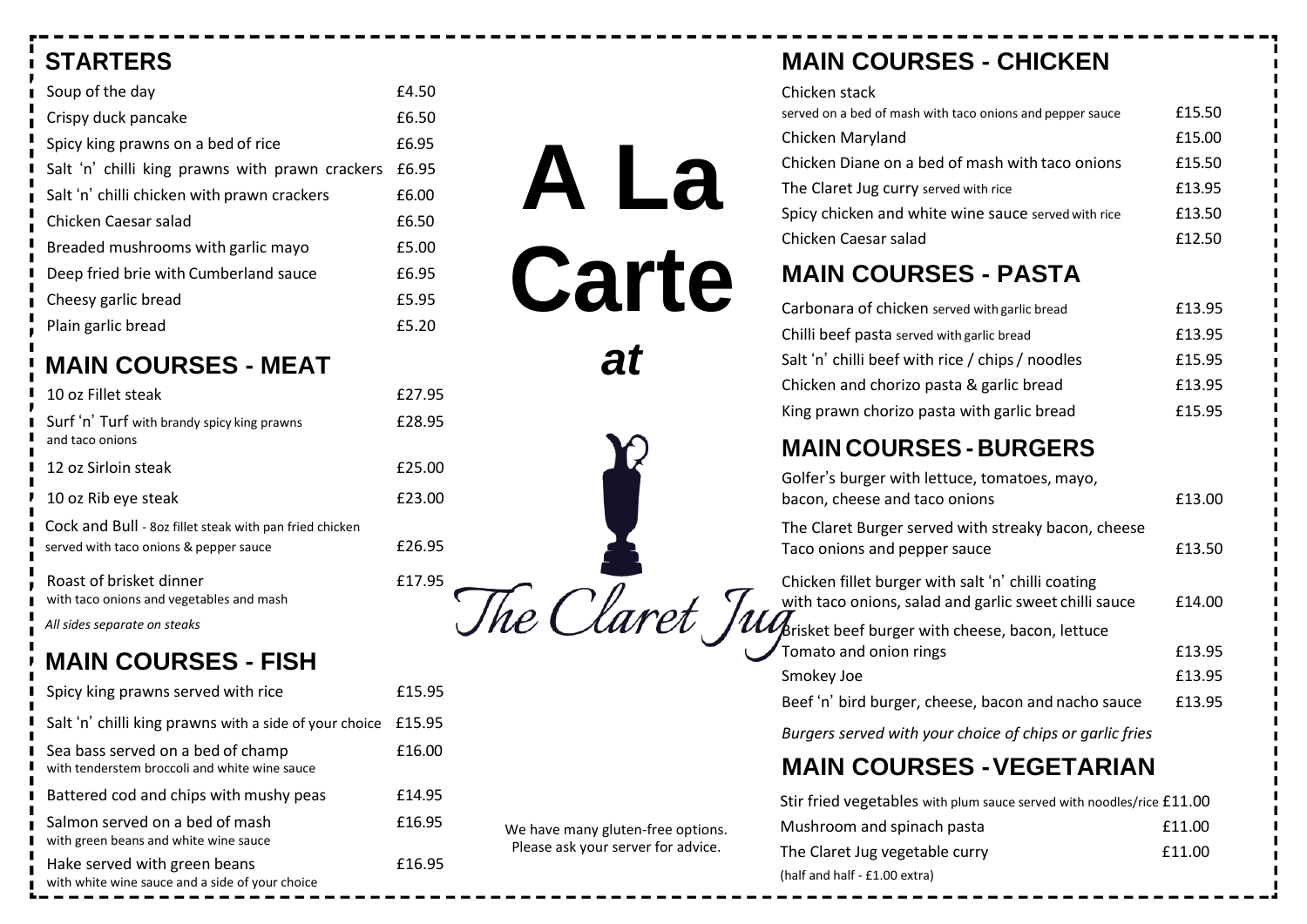# A La Carte at The Claret Jug

## STARTERS

| Item | Price |
|---|---|
| Soup of the day | £4.50 |
| Crispy duck pancake | £6.50 |
| Spicy king prawns on a bed of rice | £6.95 |
| Salt 'n' chilli king prawns with prawn crackers | £6.95 |
| Salt 'n' chilli chicken with prawn crackers | £6.00 |
| Chicken Caesar salad | £6.50 |
| Breaded mushrooms with garlic mayo | £5.00 |
| Deep fried brie with Cumberland sauce | £6.95 |
| Cheesy garlic bread | £5.95 |
| Plain garlic bread | £5.20 |

## MAIN COURSES - MEAT

| Item | Price |
|---|---|
| 10 oz Fillet steak | £27.95 |
| Surf 'n' Turf with brandy spicy king prawns and taco onions | £28.95 |
| 12 oz Sirloin steak | £25.00 |
| 10 oz Rib eye steak | £23.00 |
| Cock and Bull - 8oz fillet steak with pan fried chicken served with taco onions & pepper sauce | £26.95 |
| Roast of brisket dinner with taco onions and vegetables and mash | £17.95 |

*All sides separate on steaks*

## MAIN COURSES - FISH

| Item | Price |
|---|---|
| Spicy king prawns served with rice | £15.95 |
| Salt 'n' chilli king prawns with a side of your choice | £15.95 |
| Sea bass served on a bed of champ with tenderstem broccoli and white wine sauce | £16.00 |
| Battered cod and chips with mushy peas | £14.95 |
| Salmon served on a bed of mash with green beans and white wine sauce | £16.95 |
| Hake served with green beans with white wine sauce and a side of your choice | £16.95 |

We have many gluten-free options. Please ask your server for advice.

## MAIN COURSES - CHICKEN

| Item | Price |
|---|---|
| Chicken stack served on a bed of mash with taco onions and pepper sauce | £15.50 |
| Chicken Maryland | £15.00 |
| Chicken Diane on a bed of mash with taco onions | £15.50 |
| The Claret Jug curry served with rice | £13.95 |
| Spicy chicken and white wine sauce served with rice | £13.50 |
| Chicken Caesar salad | £12.50 |

## MAIN COURSES - PASTA

| Item | Price |
|---|---|
| Carbonara of chicken served with garlic bread | £13.95 |
| Chilli beef pasta served with garlic bread | £13.95 |
| Salt 'n' chilli beef with rice / chips / noodles | £15.95 |
| Chicken and chorizo pasta & garlic bread | £13.95 |
| King prawn chorizo pasta with garlic bread | £15.95 |

## MAIN COURSES - BURGERS

| Item | Price |
|---|---|
| Golfer's burger with lettuce, tomatoes, mayo, bacon, cheese and taco onions | £13.00 |
| The Claret Burger served with streaky bacon, cheese Taco onions and pepper sauce | £13.50 |
| Chicken fillet burger with salt 'n' chilli coating with taco onions, salad and garlic sweet chilli sauce | £14.00 |
| Brisket beef burger with cheese, bacon, lettuce Tomato and onion rings | £13.95 |
| Smokey Joe | £13.95 |
| Beef 'n' bird burger, cheese, bacon and nacho sauce | £13.95 |

*Burgers served with your choice of chips or garlic fries*

## MAIN COURSES - VEGETARIAN

| Item | Price |
|---|---|
| Stir fried vegetables with plum sauce served with noodles/rice | £11.00 |
| Mushroom and spinach pasta | £11.00 |
| The Claret Jug vegetable curry | £11.00 |

(half and half - £1.00 extra)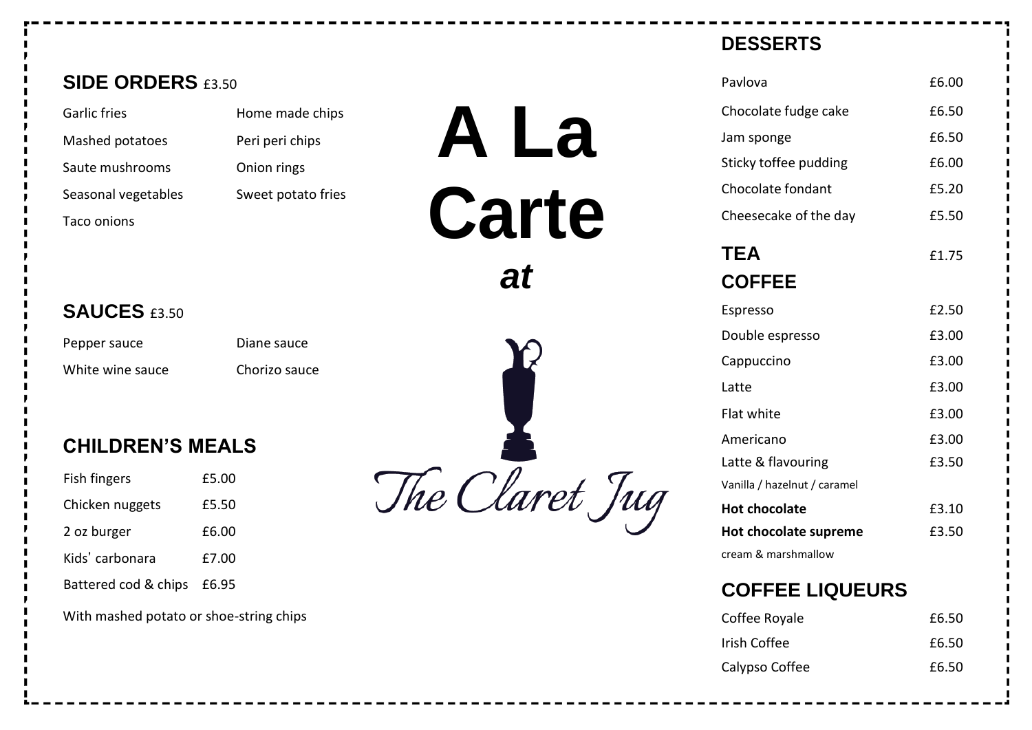## SIDE ORDERS £3.50

- Garlic fries
- Home made chips
- Mashed potatoes
- Peri peri chips
- Saute mushrooms
- Onion rings
- Seasonal vegetables
- Sweet potato fries
- Taco onions

## SAUCES £3.50

- Pepper sauce
- Diane sauce
- White wine sauce
- Chorizo sauce

## CHILDREN'S MEALS

| | |
|---|---|
| Fish fingers | £5.00 |
| Chicken nuggets | £5.50 |
| 2 oz burger | £6.00 |
| Kids' carbonara | £7.00 |
| Battered cod & chips | £6.95 |

With mashed potato or shoe-string chips

# A La Carte

***at***

The Claret Jug

## DESSERTS

| | |
|---|---|
| Pavlova | £6.00 |
| Chocolate fudge cake | £6.50 |
| Jam sponge | £6.50 |
| Sticky toffee pudding | £6.00 |
| Chocolate fondant | £5.20 |
| Cheesecake of the day | £5.50 |

## TEA £1.75

## COFFEE

| | |
|---|---|
| Espresso | £2.50 |
| Double espresso | £3.00 |
| Cappuccino | £3.00 |
| Latte | £3.00 |
| Flat white | £3.00 |
| Americano | £3.00 |
| Latte & flavouring | £3.50 |
| Vanilla / hazelnut / caramel | |
| **Hot chocolate** | £3.10 |
| **Hot chocolate supreme** | £3.50 |
| cream & marshmallow | |

## COFFEE LIQUEURS

| | |
|---|---|
| Coffee Royale | £6.50 |
| Irish Coffee | £6.50 |
| Calypso Coffee | £6.50 |